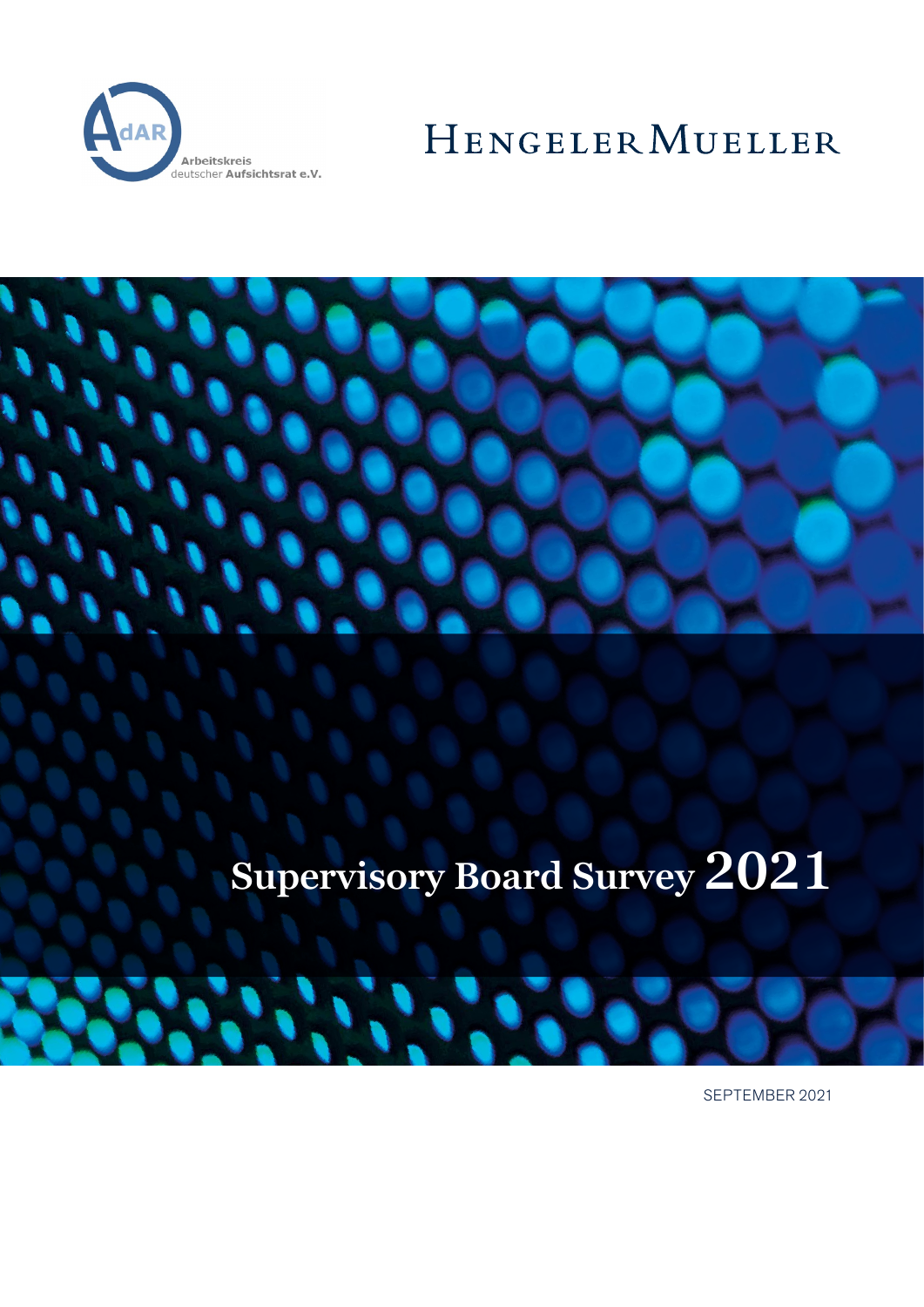AdAR Arbeitskreis deutscher Aufsichtsrat e.V.

HENGELER MUELLER

# Supervisory Board Survey 2021

SEPTEMBER 2021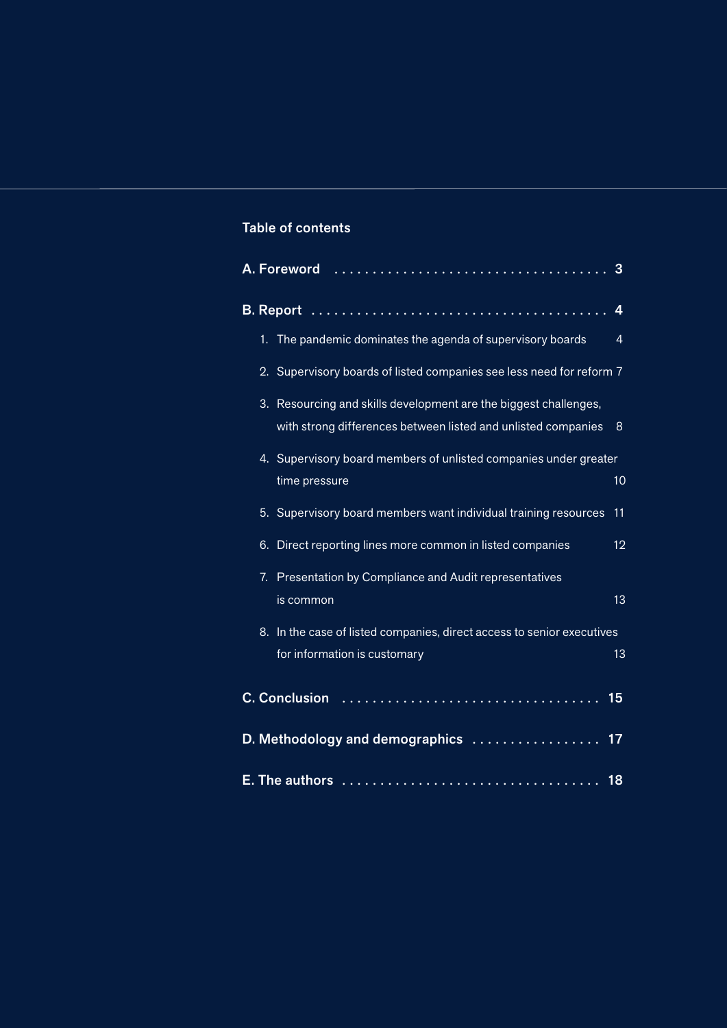## Table of contents

**A. Foreword** . . . . . . . . . . . . . . . . . . . . . . . . . . . . . . . . . . . . 3

**B. Report** . . . . . . . . . . . . . . . . . . . . . . . . . . . . . . . . . . . . . . 4

1. The pandemic dominates the agenda of supervisory boards 4
2. Supervisory boards of listed companies see less need for reform 7
3. Resourcing and skills development are the biggest challenges, with strong differences between listed and unlisted companies 8
4. Supervisory board members of unlisted companies under greater time pressure 10
5. Supervisory board members want individual training resources 11
6. Direct reporting lines more common in listed companies 12
7. Presentation by Compliance and Audit representatives is common 13
8. In the case of listed companies, direct access to senior executives for information is customary 13

**C. Conclusion** . . . . . . . . . . . . . . . . . . . . . . . . . . . . . . . . . . 15

**D. Methodology and demographics** . . . . . . . . . . . . . . . . . 17

**E. The authors** . . . . . . . . . . . . . . . . . . . . . . . . . . . . . . . . . 18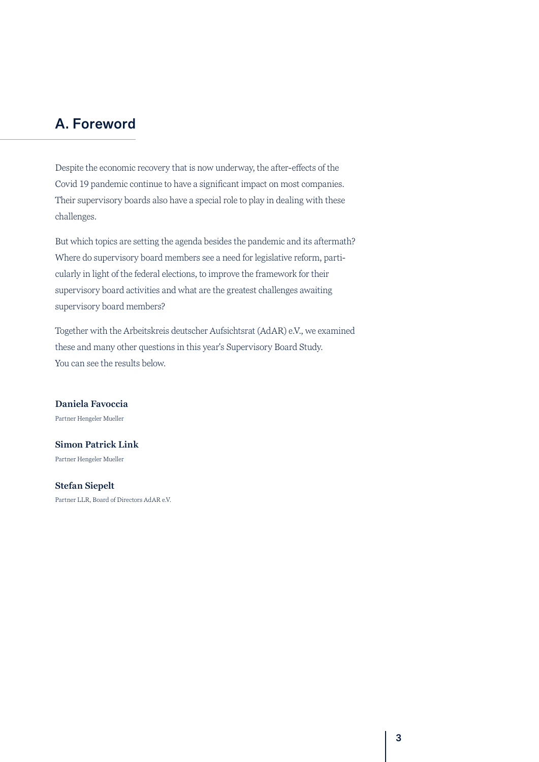# A. Foreword

Despite the economic recovery that is now underway, the after-effects of the Covid 19 pandemic continue to have a significant impact on most companies. Their supervisory boards also have a special role to play in dealing with these challenges.

But which topics are setting the agenda besides the pandemic and its aftermath? Where do supervisory board members see a need for legislative reform, particularly in light of the federal elections, to improve the framework for their supervisory board activities and what are the greatest challenges awaiting supervisory board members?

Together with the Arbeitskreis deutscher Aufsichtsrat (AdAR) e.V., we examined these and many other questions in this year's Supervisory Board Study. You can see the results below.

**Daniela Favoccia**
Partner Hengeler Mueller

**Simon Patrick Link**
Partner Hengeler Mueller

**Stefan Siepelt**
Partner LLR, Board of Directors AdAR e.V.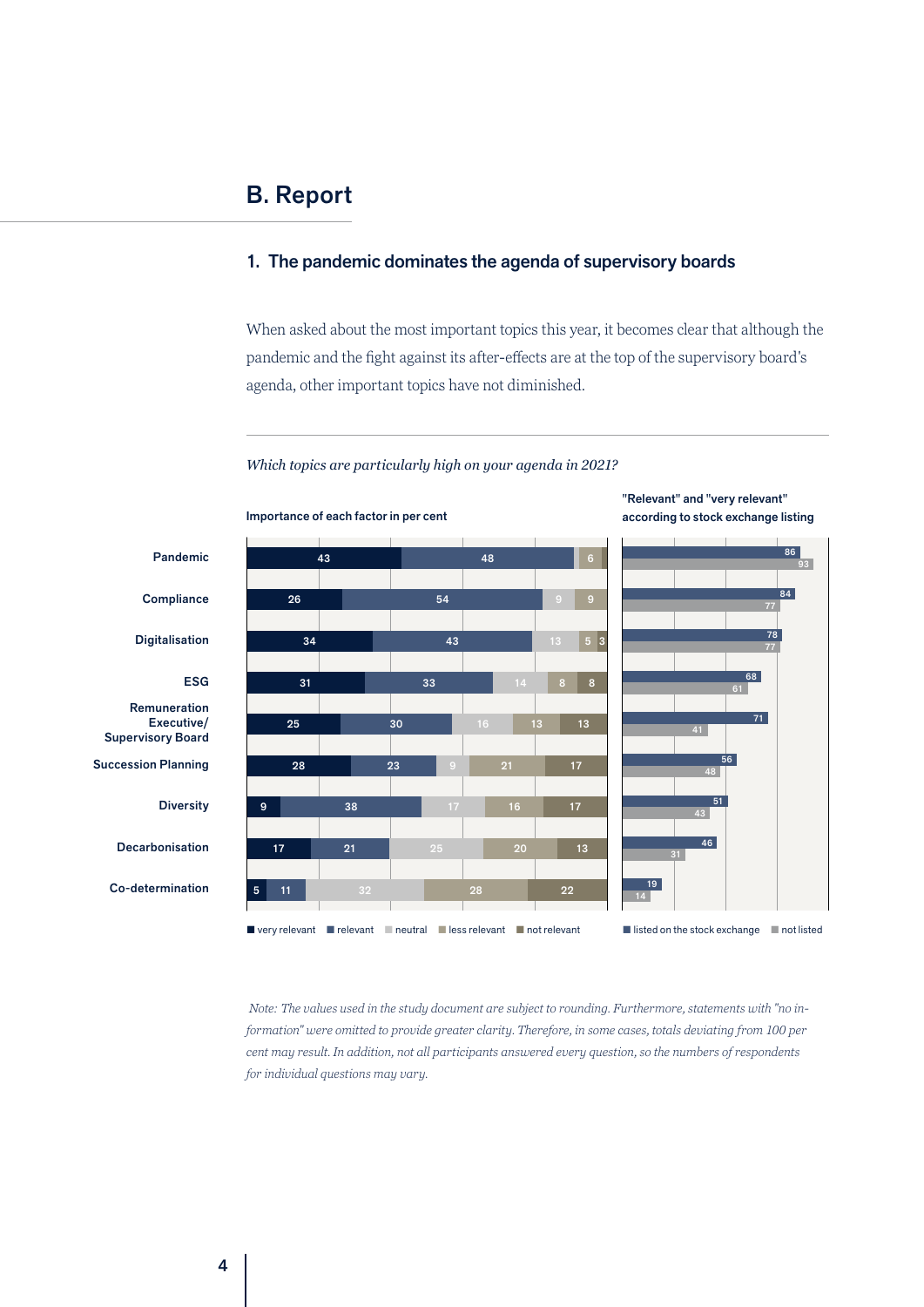# B. Report

## 1. The pandemic dominates the agenda of supervisory boards

When asked about the most important topics this year, it becomes clear that although the pandemic and the fight against its after-effects are at the top of the supervisory board's agenda, other important topics have not diminished.

*Which topics are particularly high on your agenda in 2021?*

Importance of each factor in per cent

| Topic | very relevant | relevant | neutral | less relevant | not relevant |
|---|---|---|---|---|---|
| Pandemic | 43 | 48 | | 6 | |
| Compliance | 26 | 54 | 9 | 9 | |
| Digitalisation | 34 | 43 | 13 | 5 | 3 |
| ESG | 31 | 33 | 14 | 8 | 8 |
| Remuneration Executive/ Supervisory Board | 25 | 30 | 16 | 13 | 13 |
| Succession Planning | 28 | 23 | 9 | 21 | 17 |
| Diversity | 9 | 38 | 17 | 16 | 17 |
| Decarbonisation | 17 | 21 | 25 | 20 | 13 |
| Co-determination | 5 | 11 | 32 | 28 | 22 |

"Relevant" and "very relevant" according to stock exchange listing

| Topic | listed on the stock exchange | not listed |
|---|---|---|
| Pandemic | 86 | 93 |
| Compliance | 84 | 77 |
| Digitalisation | 78 | 77 |
| ESG | 68 | 61 |
| Remuneration Executive/ Supervisory Board | 71 | 41 |
| Succession Planning | 56 | 48 |
| Diversity | 51 | 43 |
| Decarbonisation | 46 | 31 |
| Co-determination | 19 | 14 |

*Note: The values used in the study document are subject to rounding. Furthermore, statements with "no information" were omitted to provide greater clarity. Therefore, in some cases, totals deviating from 100 per cent may result. In addition, not all participants answered every question, so the numbers of respondents for individual questions may vary.*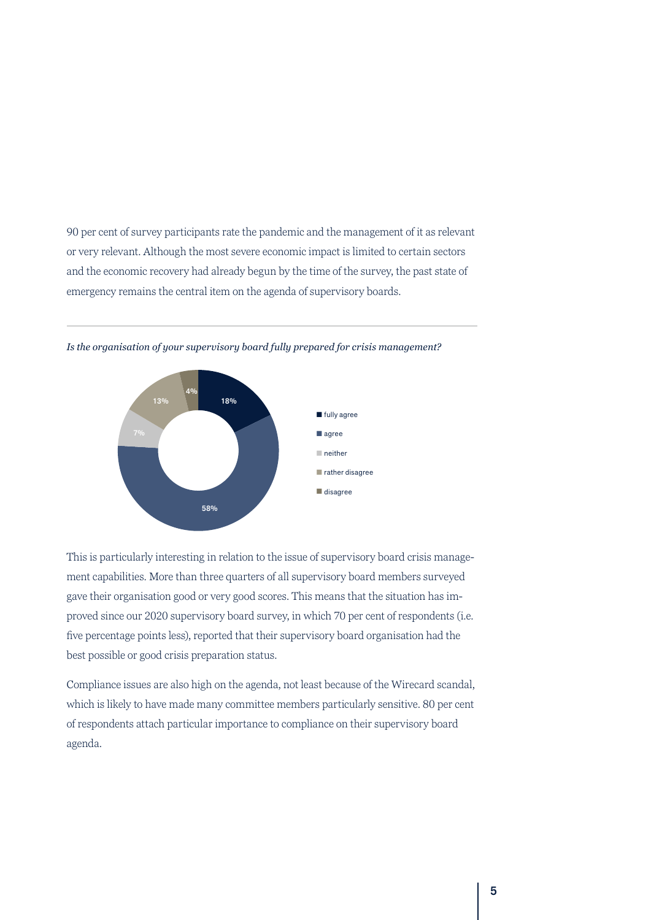90 per cent of survey participants rate the pandemic and the management of it as relevant or very relevant. Although the most severe economic impact is limited to certain sectors and the economic recovery had already begun by the time of the survey, the past state of emergency remains the central item on the agenda of supervisory boards.

*Is the organisation of your supervisory board fully prepared for crisis management?*

| Response | Share |
| --- | --- |
| fully agree | 18% |
| agree | 58% |
| neither | 7% |
| rather disagree | 13% |
| disagree | 4% |

This is particularly interesting in relation to the issue of supervisory board crisis management capabilities. More than three quarters of all supervisory board members surveyed gave their organisation good or very good scores. This means that the situation has improved since our 2020 supervisory board survey, in which 70 per cent of respondents (i.e. five percentage points less), reported that their supervisory board organisation had the best possible or good crisis preparation status.

Compliance issues are also high on the agenda, not least because of the Wirecard scandal, which is likely to have made many committee members particularly sensitive. 80 per cent of respondents attach particular importance to compliance on their supervisory board agenda.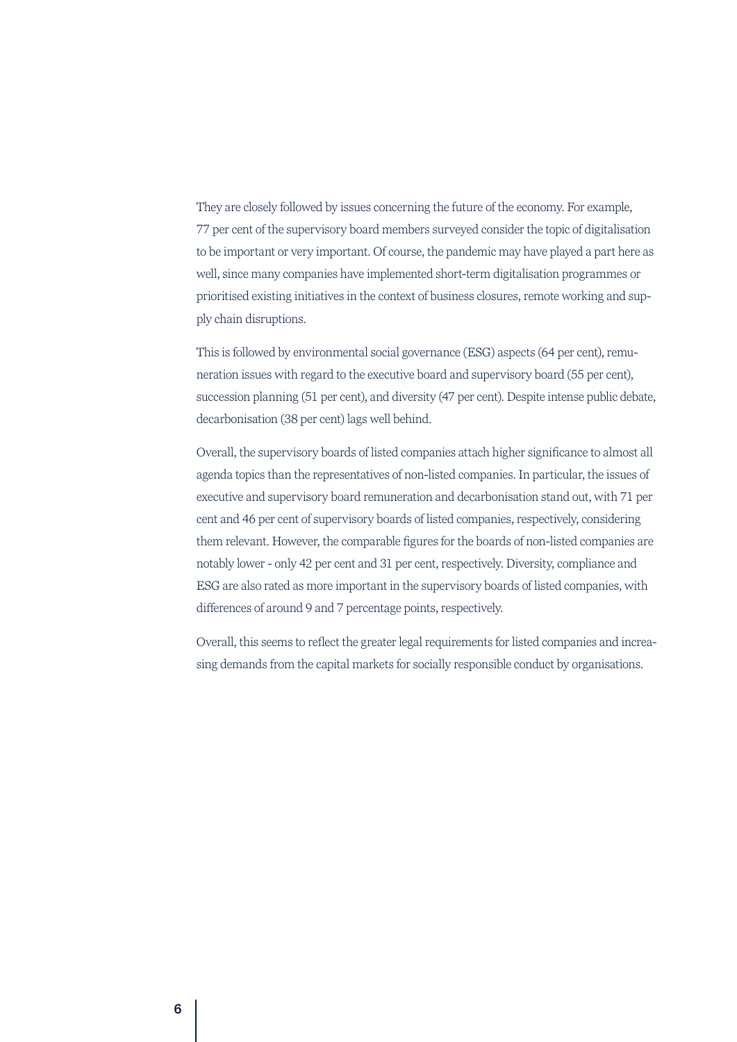They are closely followed by issues concerning the future of the economy. For example, 77 per cent of the supervisory board members surveyed consider the topic of digitalisation to be important or very important. Of course, the pandemic may have played a part here as well, since many companies have implemented short-term digitalisation programmes or prioritised existing initiatives in the context of business closures, remote working and supply chain disruptions.

This is followed by environmental social governance (ESG) aspects (64 per cent), remuneration issues with regard to the executive board and supervisory board (55 per cent), succession planning (51 per cent), and diversity (47 per cent). Despite intense public debate, decarbonisation (38 per cent) lags well behind.

Overall, the supervisory boards of listed companies attach higher significance to almost all agenda topics than the representatives of non-listed companies. In particular, the issues of executive and supervisory board remuneration and decarbonisation stand out, with 71 per cent and 46 per cent of supervisory boards of listed companies, respectively, considering them relevant. However, the comparable figures for the boards of non-listed companies are notably lower - only 42 per cent and 31 per cent, respectively. Diversity, compliance and ESG are also rated as more important in the supervisory boards of listed companies, with differences of around 9 and 7 percentage points, respectively.

Overall, this seems to reflect the greater legal requirements for listed companies and increasing demands from the capital markets for socially responsible conduct by organisations.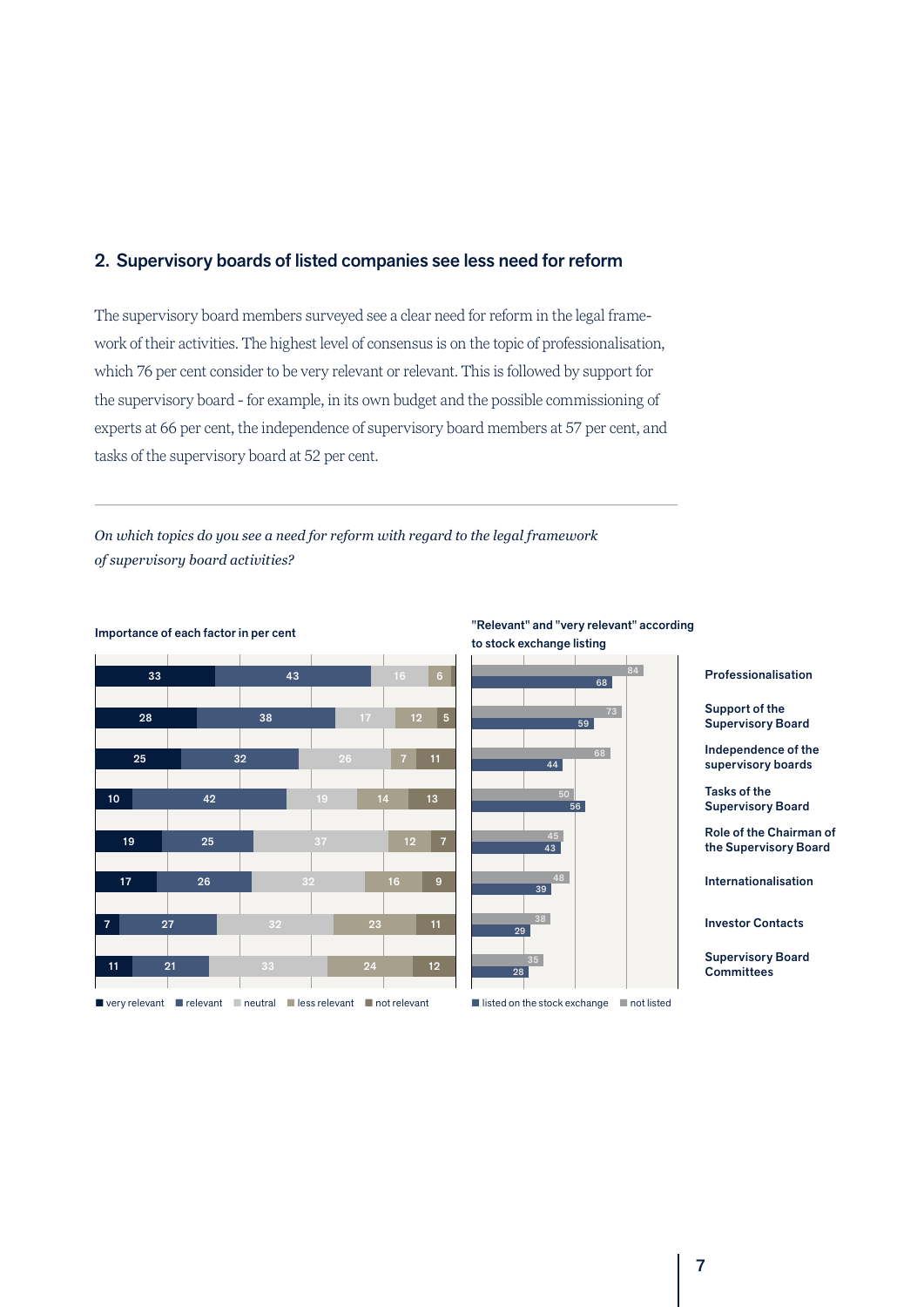## 2. Supervisory boards of listed companies see less need for reform

The supervisory board members surveyed see a clear need for reform in the legal framework of their activities. The highest level of consensus is on the topic of professionalisation, which 76 per cent consider to be very relevant or relevant. This is followed by support for the supervisory board - for example, in its own budget and the possible commissioning of experts at 66 per cent, the independence of supervisory board members at 57 per cent, and tasks of the supervisory board at 52 per cent.

*On which topics do you see a need for reform with regard to the legal framework of supervisory board activities?*

**Importance of each factor in per cent**

| Topic | very relevant | relevant | neutral | less relevant | not relevant |
|---|---|---|---|---|---|
| Professionalisation | 33 | 43 | 16 | 6 | |
| Support of the Supervisory Board | 28 | 38 | 17 | 12 | 5 |
| Independence of the supervisory boards | 25 | 32 | 26 | 7 | 11 |
| Tasks of the Supervisory Board | 10 | 42 | 19 | 14 | 13 |
| Role of the Chairman of the Supervisory Board | 19 | 25 | 37 | 12 | 7 |
| Internationalisation | 17 | 26 | 32 | 16 | 9 |
| Investor Contacts | 7 | 27 | 32 | 23 | 11 |
| Supervisory Board Committees | 11 | 21 | 33 | 24 | 12 |

**"Relevant" and "very relevant" according to stock exchange listing**

| Topic | listed on the stock exchange | not listed |
|---|---|---|
| Professionalisation | 68 | 84 |
| Support of the Supervisory Board | 59 | 73 |
| Independence of the supervisory boards | 44 | 68 |
| Tasks of the Supervisory Board | 56 | 50 |
| Role of the Chairman of the Supervisory Board | 43 | 45 |
| Internationalisation | 39 | 48 |
| Investor Contacts | 29 | 38 |
| Supervisory Board Committees | 28 | 35 |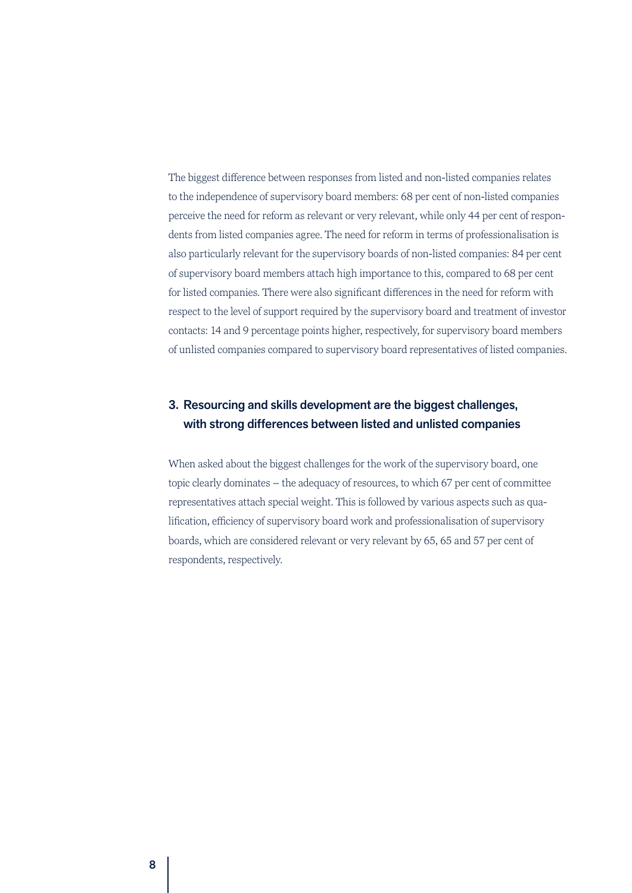The biggest difference between responses from listed and non-listed companies relates to the independence of supervisory board members: 68 per cent of non-listed companies perceive the need for reform as relevant or very relevant, while only 44 per cent of respondents from listed companies agree. The need for reform in terms of professionalisation is also particularly relevant for the supervisory boards of non-listed companies: 84 per cent of supervisory board members attach high importance to this, compared to 68 per cent for listed companies. There were also significant differences in the need for reform with respect to the level of support required by the supervisory board and treatment of investor contacts: 14 and 9 percentage points higher, respectively, for supervisory board members of unlisted companies compared to supervisory board representatives of listed companies.

### 3. Resourcing and skills development are the biggest challenges, with strong differences between listed and unlisted companies

When asked about the biggest challenges for the work of the supervisory board, one topic clearly dominates – the adequacy of resources, to which 67 per cent of committee representatives attach special weight. This is followed by various aspects such as qualification, efficiency of supervisory board work and professionalisation of supervisory boards, which are considered relevant or very relevant by 65, 65 and 57 per cent of respondents, respectively.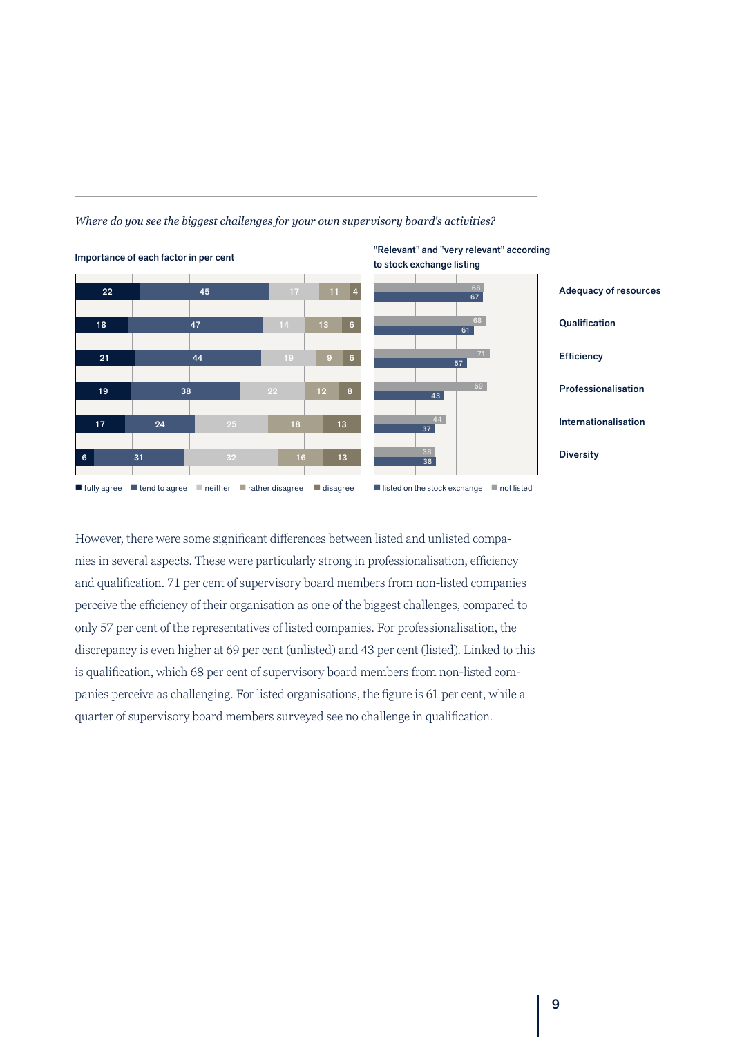*Where do you see the biggest challenges for your own supervisory board's activities?*

**Importance of each factor in per cent**

| Factor | fully agree | tend to agree | neither | rather disagree | disagree |
|---|---|---|---|---|---|
| Adequacy of resources | 22 | 45 | 17 | 11 | 4 |
| Qualification | 18 | 47 | 14 | 13 | 6 |
| Efficiency | 21 | 44 | 19 | 9 | 6 |
| Professionalisation | 19 | 38 | 22 | 12 | 8 |
| Internationalisation | 17 | 24 | 25 | 18 | 13 |
| Diversity | 6 | 31 | 32 | 16 | 13 |

**"Relevant" and "very relevant" according to stock exchange listing**

| Factor | not listed | listed on the stock exchange |
|---|---|---|
| Adequacy of resources | 68 | 67 |
| Qualification | 68 | 61 |
| Efficiency | 71 | 57 |
| Professionalisation | 69 | 43 |
| Internationalisation | 44 | 37 |
| Diversity | 38 | 38 |

However, there were some significant differences between listed and unlisted companies in several aspects. These were particularly strong in professionalisation, efficiency and qualification. 71 per cent of supervisory board members from non-listed companies perceive the efficiency of their organisation as one of the biggest challenges, compared to only 57 per cent of the representatives of listed companies. For professionalisation, the discrepancy is even higher at 69 per cent (unlisted) and 43 per cent (listed). Linked to this is qualification, which 68 per cent of supervisory board members from non-listed companies perceive as challenging. For listed organisations, the figure is 61 per cent, while a quarter of supervisory board members surveyed see no challenge in qualification.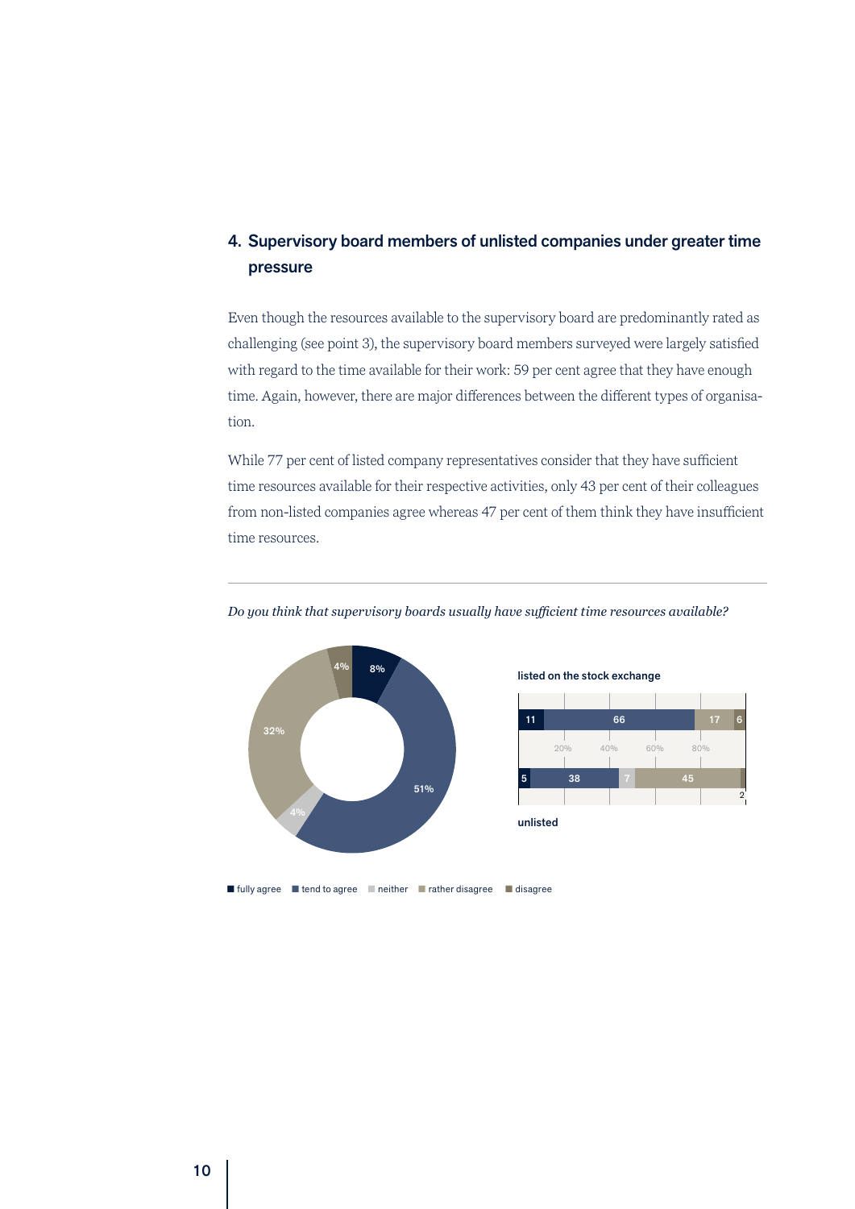## 4. Supervisory board members of unlisted companies under greater time pressure

Even though the resources available to the supervisory board are predominantly rated as challenging (see point 3), the supervisory board members surveyed were largely satisfied with regard to the time available for their work: 59 per cent agree that they have enough time. Again, however, there are major differences between the different types of organisation.

While 77 per cent of listed company representatives consider that they have sufficient time resources available for their respective activities, only 43 per cent of their colleagues from non-listed companies agree whereas 47 per cent of them think they have insufficient time resources.

*Do you think that supervisory boards usually have sufficient time resources available?*

| | fully agree | tend to agree | neither | rather disagree | disagree |
|---|---|---|---|---|---|
| Total | 8% | 51% | 4% | 32% | 4% |
| listed on the stock exchange | 11 | 66 | | 17 | 6 |
| unlisted | 5 | 38 | 7 | 45 | 2 |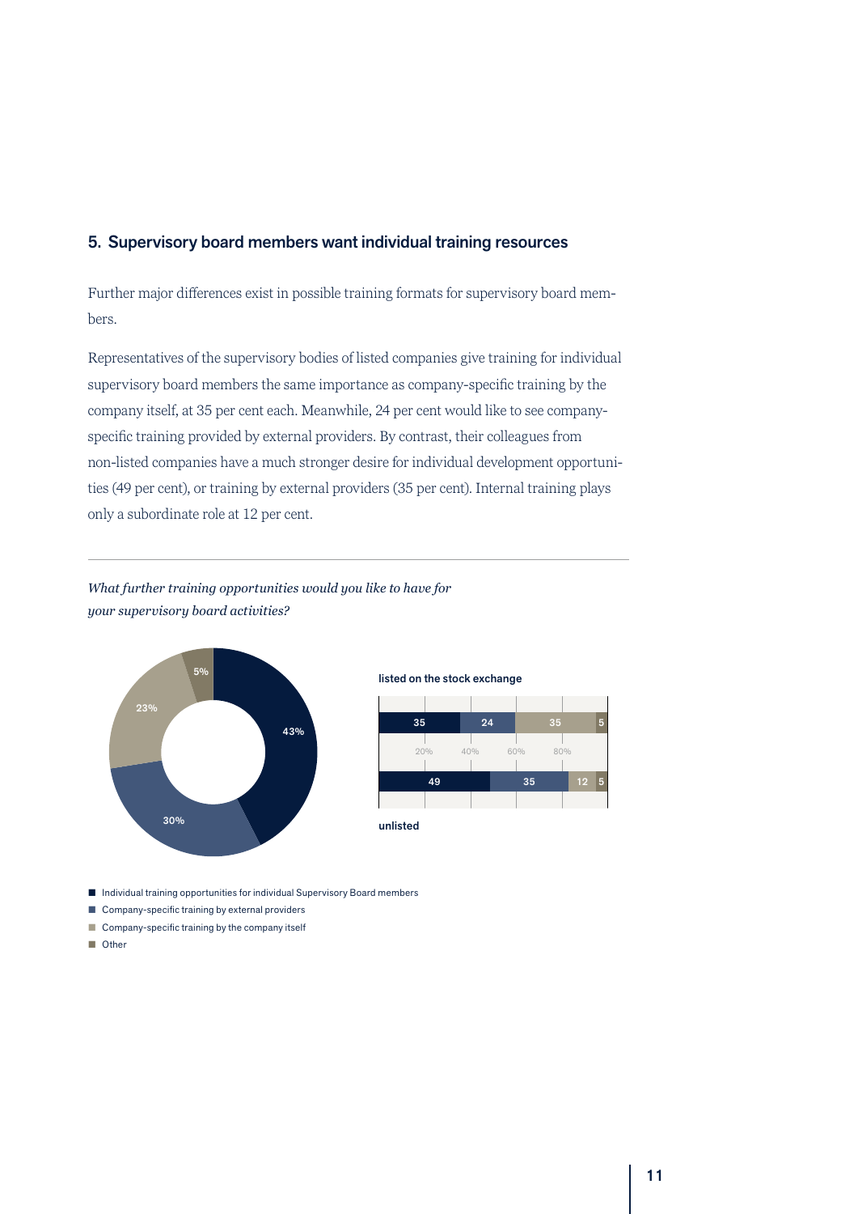## 5. Supervisory board members want individual training resources

Further major differences exist in possible training formats for supervisory board members.

Representatives of the supervisory bodies of listed companies give training for individual supervisory board members the same importance as company-specific training by the company itself, at 35 per cent each. Meanwhile, 24 per cent would like to see company-specific training provided by external providers. By contrast, their colleagues from non-listed companies have a much stronger desire for individual development opportunities (49 per cent), or training by external providers (35 per cent). Internal training plays only a subordinate role at 12 per cent.

---

*What further training opportunities would you like to have for your supervisory board activities?*

| | Individual training opportunities for individual Supervisory Board members | Company-specific training by external providers | Company-specific training by the company itself | Other |
|---|---|---|---|---|
| Total | 43% | 30% | 23% | 5% |
| listed on the stock exchange | 35 | 24 | 35 | 5 |
| unlisted | 49 | 35 | 12 | 5 |

- Individual training opportunities for individual Supervisory Board members
- Company-specific training by external providers
- Company-specific training by the company itself
- Other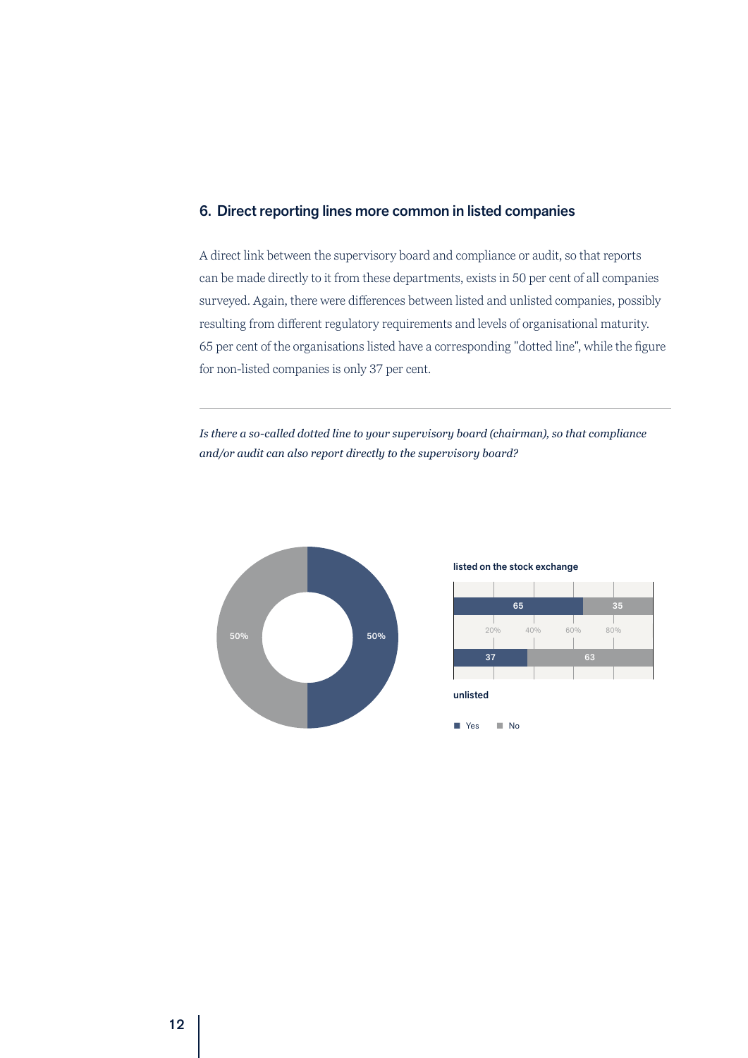## 6. Direct reporting lines more common in listed companies

A direct link between the supervisory board and compliance or audit, so that reports can be made directly to it from these departments, exists in 50 per cent of all companies surveyed. Again, there were differences between listed and unlisted companies, possibly resulting from different regulatory requirements and levels of organisational maturity. 65 per cent of the organisations listed have a corresponding "dotted line", while the figure for non-listed companies is only 37 per cent.

---

*Is there a so-called dotted line to your supervisory board (chairman), so that compliance and/or audit can also report directly to the supervisory board?*

| | Yes | No |
|---|---|---|
| All companies | 50% | 50% |
| listed on the stock exchange | 65 | 35 |
| unlisted | 37 | 63 |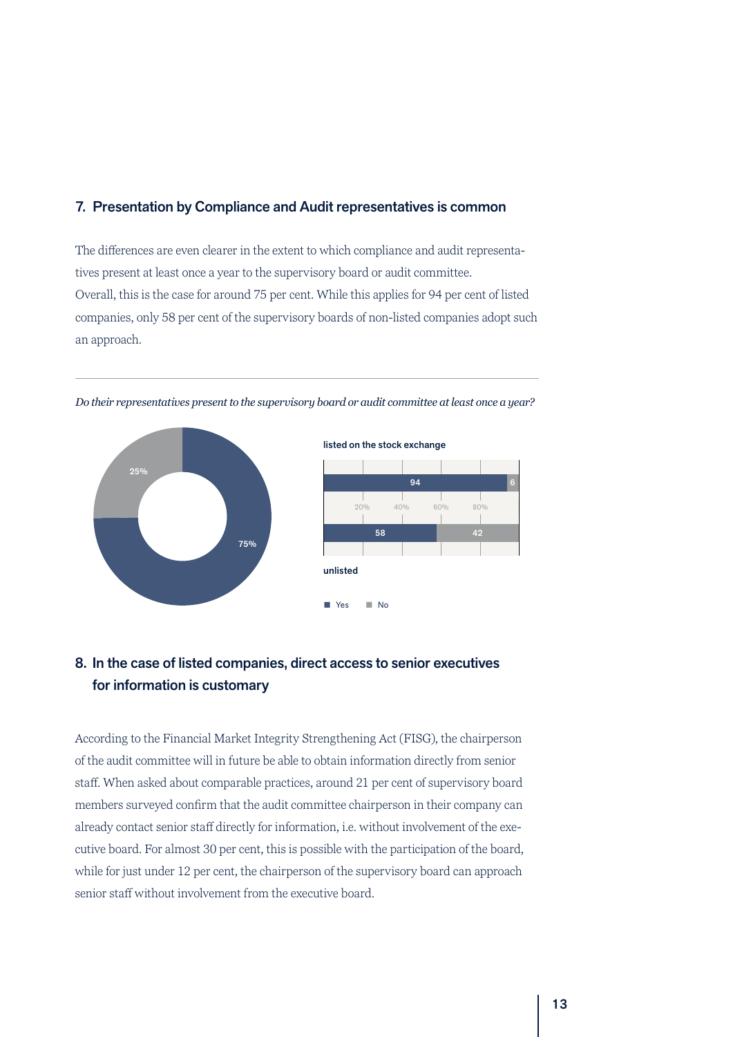## 7. Presentation by Compliance and Audit representatives is common

The differences are even clearer in the extent to which compliance and audit representatives present at least once a year to the supervisory board or audit committee. Overall, this is the case for around 75 per cent. While this applies for 94 per cent of listed companies, only 58 per cent of the supervisory boards of non-listed companies adopt such an approach.

*Do their representatives present to the supervisory board or audit committee at least once a year?*

| | Yes | No |
|---|---|---|
| Overall | 75% | 25% |
| listed on the stock exchange | 94 | 6 |
| unlisted | 58 | 42 |

## 8. In the case of listed companies, direct access to senior executives for information is customary

According to the Financial Market Integrity Strengthening Act (FISG), the chairperson of the audit committee will in future be able to obtain information directly from senior staff. When asked about comparable practices, around 21 per cent of supervisory board members surveyed confirm that the audit committee chairperson in their company can already contact senior staff directly for information, i.e. without involvement of the executive board. For almost 30 per cent, this is possible with the participation of the board, while for just under 12 per cent, the chairperson of the supervisory board can approach senior staff without involvement from the executive board.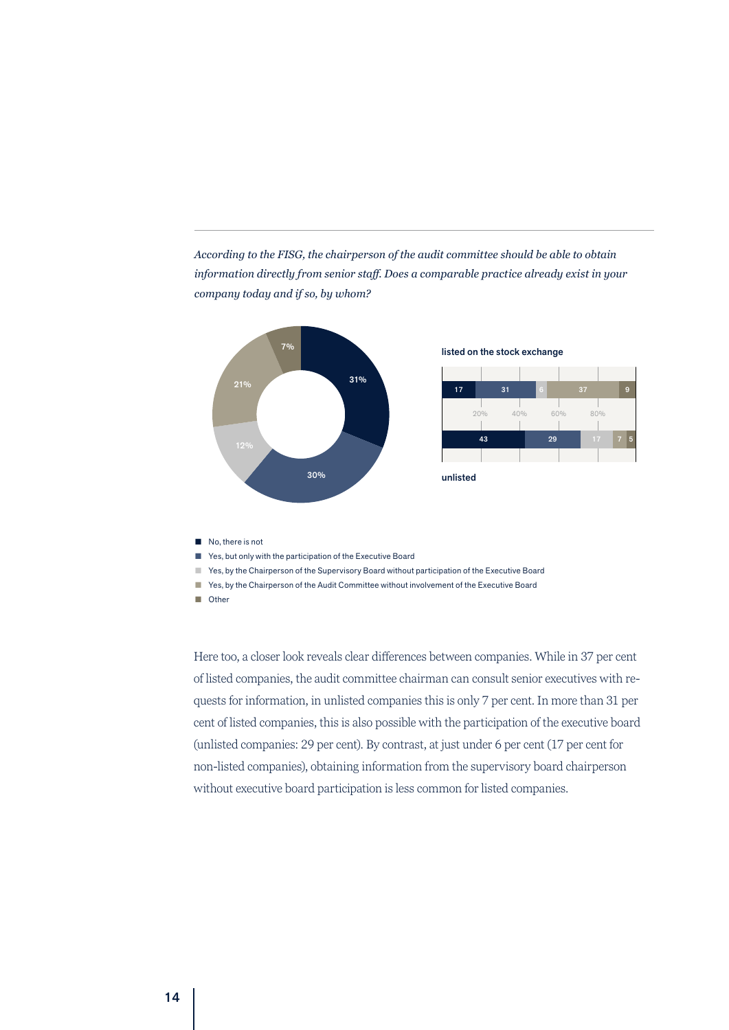*According to the FISG, the chairperson of the audit committee should be able to obtain information directly from senior staff. Does a comparable practice already exist in your company today and if so, by whom?*

| | No, there is not | Yes, but only with the participation of the Executive Board | Yes, by the Chairperson of the Supervisory Board without participation of the Executive Board | Yes, by the Chairperson of the Audit Committee without involvement of the Executive Board | Other |
|---|---|---|---|---|---|
| Total | 31% | 30% | 12% | 21% | 7% |
| listed on the stock exchange | 17 | 31 | 6 | 37 | 9 |
| unlisted | 43 | 29 | 17 | 7 | 5 |

Here too, a closer look reveals clear differences between companies. While in 37 per cent of listed companies, the audit committee chairman can consult senior executives with requests for information, in unlisted companies this is only 7 per cent. In more than 31 per cent of listed companies, this is also possible with the participation of the executive board (unlisted companies: 29 per cent). By contrast, at just under 6 per cent (17 per cent for non-listed companies), obtaining information from the supervisory board chairperson without executive board participation is less common for listed companies.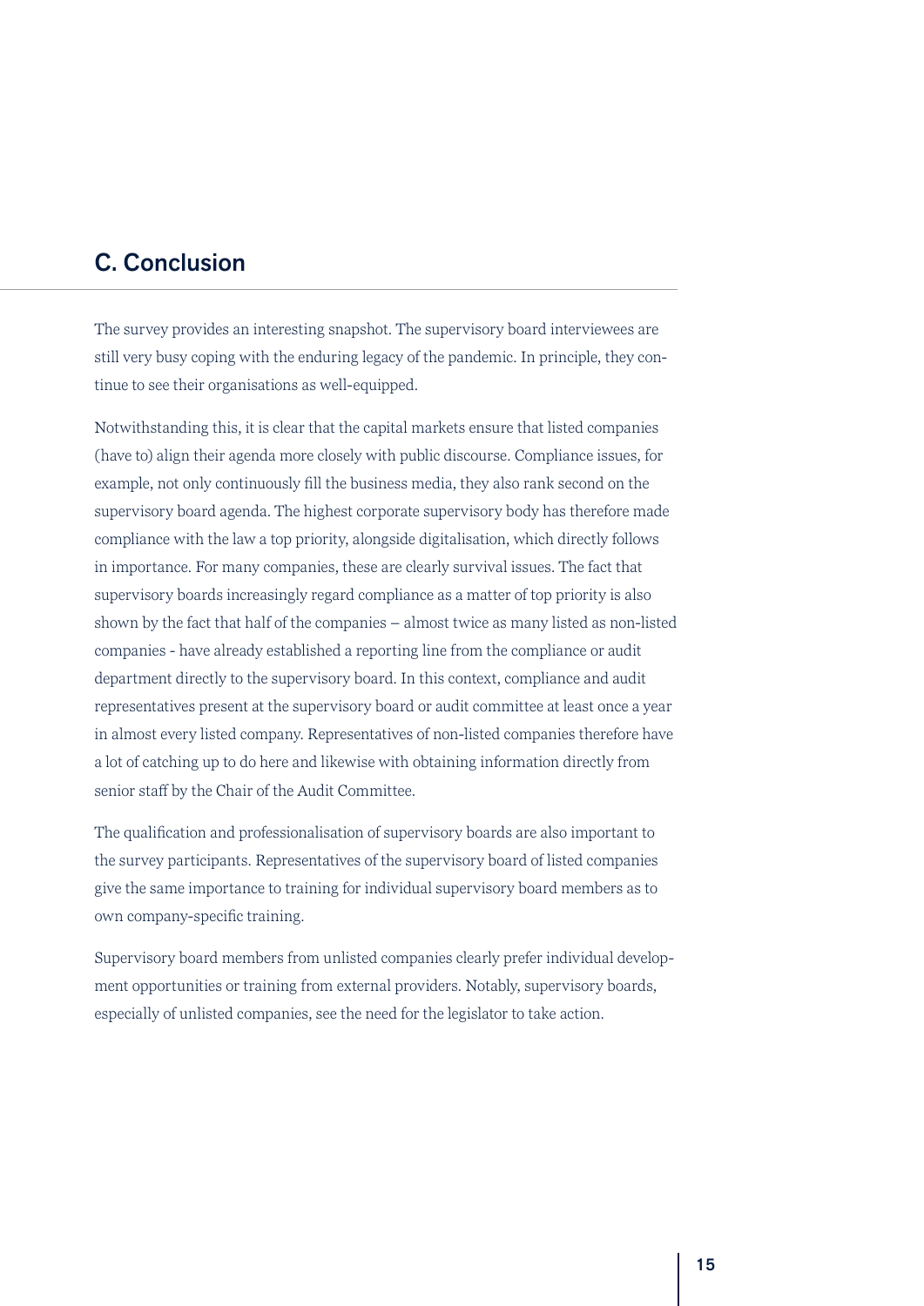## C. Conclusion

The survey provides an interesting snapshot. The supervisory board interviewees are still very busy coping with the enduring legacy of the pandemic. In principle, they continue to see their organisations as well-equipped.

Notwithstanding this, it is clear that the capital markets ensure that listed companies (have to) align their agenda more closely with public discourse. Compliance issues, for example, not only continuously fill the business media, they also rank second on the supervisory board agenda. The highest corporate supervisory body has therefore made compliance with the law a top priority, alongside digitalisation, which directly follows in importance. For many companies, these are clearly survival issues. The fact that supervisory boards increasingly regard compliance as a matter of top priority is also shown by the fact that half of the companies – almost twice as many listed as non-listed companies - have already established a reporting line from the compliance or audit department directly to the supervisory board. In this context, compliance and audit representatives present at the supervisory board or audit committee at least once a year in almost every listed company. Representatives of non-listed companies therefore have a lot of catching up to do here and likewise with obtaining information directly from senior staff by the Chair of the Audit Committee.

The qualification and professionalisation of supervisory boards are also important to the survey participants. Representatives of the supervisory board of listed companies give the same importance to training for individual supervisory board members as to own company-specific training.

Supervisory board members from unlisted companies clearly prefer individual development opportunities or training from external providers. Notably, supervisory boards, especially of unlisted companies, see the need for the legislator to take action.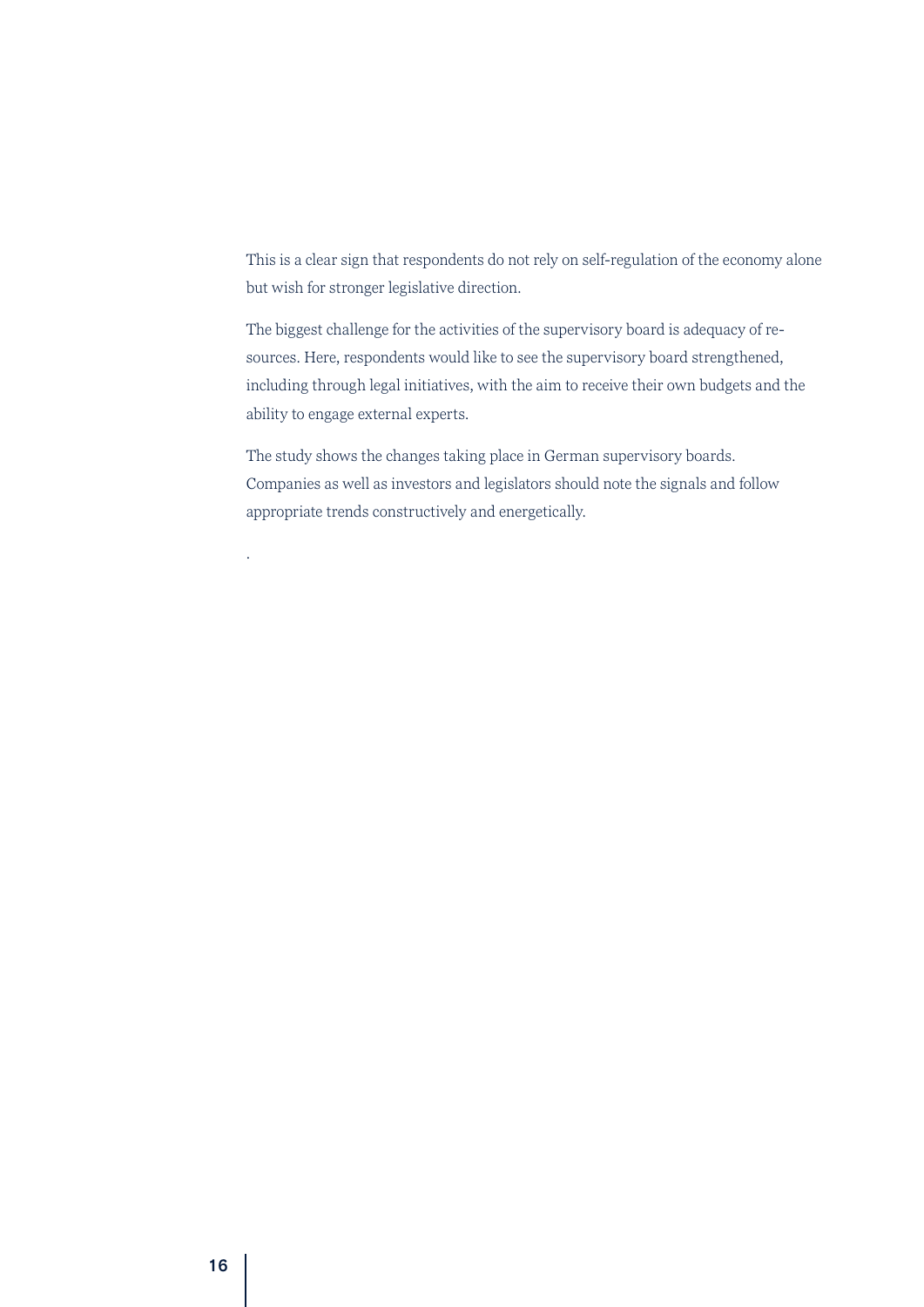This is a clear sign that respondents do not rely on self-regulation of the economy alone but wish for stronger legislative direction.

The biggest challenge for the activities of the supervisory board is adequacy of resources. Here, respondents would like to see the supervisory board strengthened, including through legal initiatives, with the aim to receive their own budgets and the ability to engage external experts.

The study shows the changes taking place in German supervisory boards. Companies as well as investors and legislators should note the signals and follow appropriate trends constructively and energetically.

.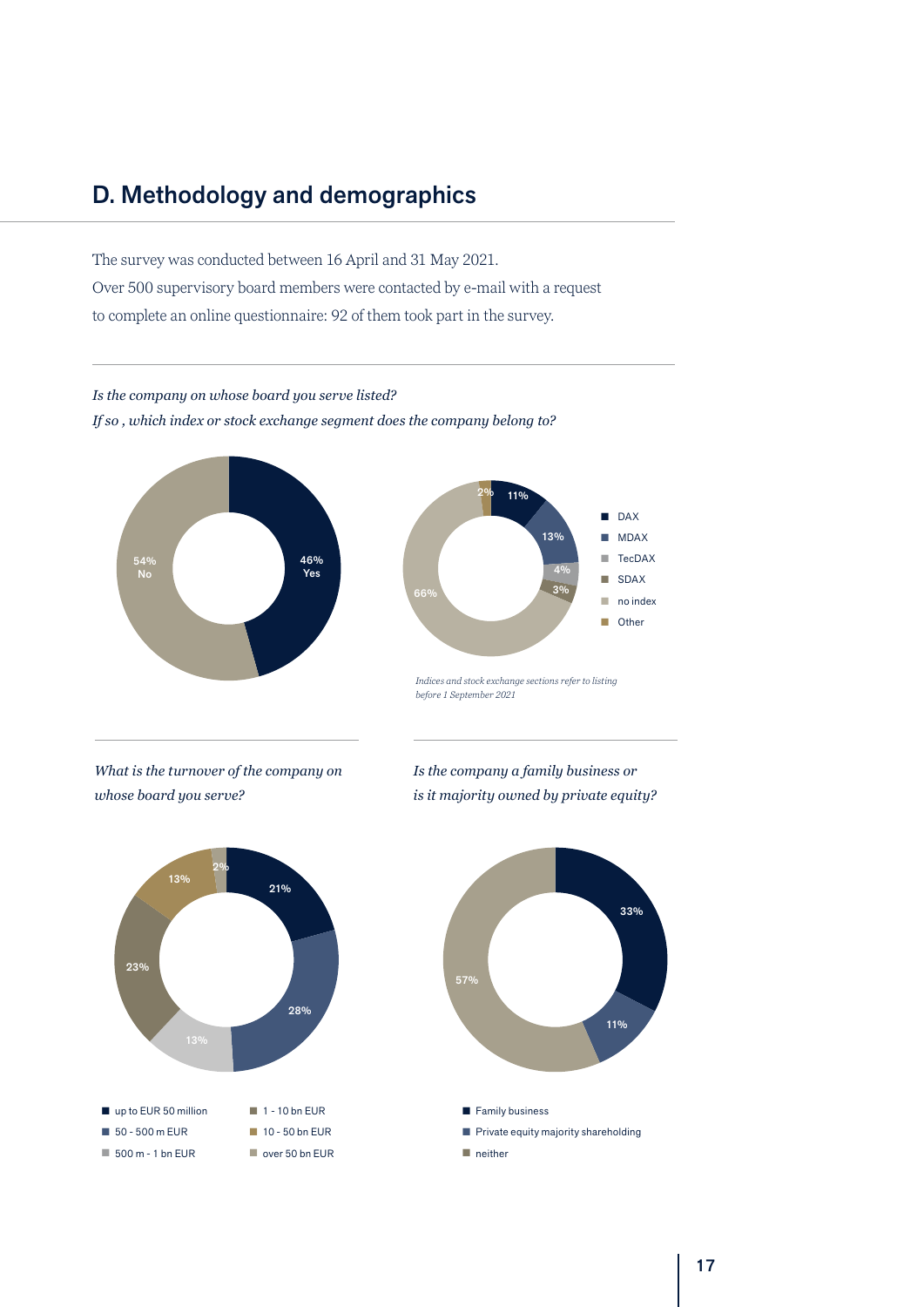## D. Methodology and demographics

The survey was conducted between 16 April and 31 May 2021.
Over 500 supervisory board members were contacted by e-mail with a request to complete an online questionnaire: 92 of them took part in the survey.

*Is the company on whose board you serve listed?*
*If so , which index or stock exchange segment does the company belong to?*

| Listed | |
|---|---|
| Yes | 46% |
| No | 54% |

| Index / segment | |
|---|---|
| DAX | 11% |
| MDAX | 13% |
| TecDAX | 4% |
| SDAX | 3% |
| no index | 66% |
| Other | 2% |

*Indices and stock exchange sections refer to listing before 1 September 2021*

*What is the turnover of the company on whose board you serve?*

| Turnover | |
|---|---|
| up to EUR 50 million | 21% |
| 50 - 500 m EUR | 28% |
| 500 m - 1 bn EUR | 13% |
| 1 - 10 bn EUR | 23% |
| 10 - 50 bn EUR | 13% |
| over 50 bn EUR | 2% |

*Is the company a family business or is it majority owned by private equity?*

| Ownership | |
|---|---|
| Family business | 33% |
| Private equity majority shareholding | 11% |
| neither | 57% |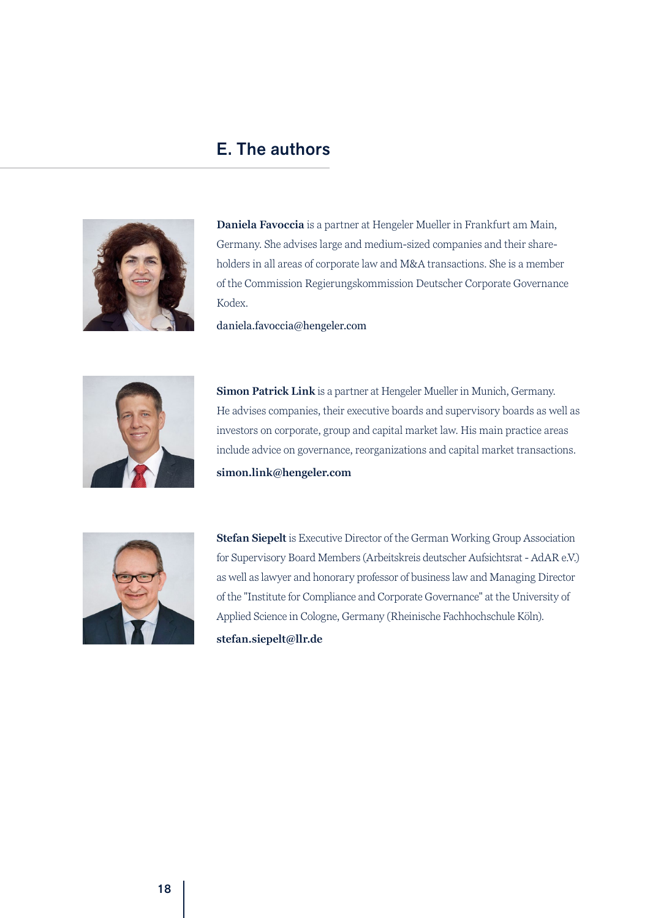## E. The authors

**Daniela Favoccia** is a partner at Hengeler Mueller in Frankfurt am Main, Germany. She advises large and medium-sized companies and their share-holders in all areas of corporate law and M&A transactions. She is a member of the Commission Regierungskommission Deutscher Corporate Governance Kodex.

daniela.favoccia@hengeler.com

**Simon Patrick Link** is a partner at Hengeler Mueller in Munich, Germany. He advises companies, their executive boards and supervisory boards as well as investors on corporate, group and capital market law. His main practice areas include advice on governance, reorganizations and capital market transactions.

**simon.link@hengeler.com**

**Stefan Siepelt** is Executive Director of the German Working Group Association for Supervisory Board Members (Arbeitskreis deutscher Aufsichtsrat - AdAR e.V.) as well as lawyer and honorary professor of business law and Managing Director of the "Institute for Compliance and Corporate Governance" at the University of Applied Science in Cologne, Germany (Rheinische Fachhochschule Köln).

**stefan.siepelt@llr.de**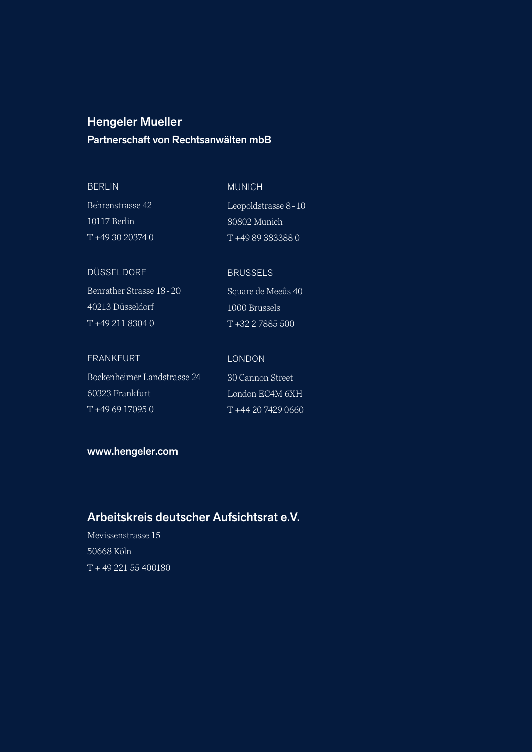## Hengeler Mueller

**Partnerschaft von Rechtsanwälten mbB**

BERLIN

Behrenstrasse 42
10117 Berlin
T +49 30 20374 0

MUNICH

Leopoldstrasse 8 - 10
80802 Munich
T +49 89 383388 0

DÜSSELDORF

Benrather Strasse 18 - 20
40213 Düsseldorf
T +49 211 8304 0

BRUSSELS

Square de Meeûs 40
1000 Brussels
T +32 2 7885 500

FRANKFURT

Bockenheimer Landstrasse 24
60323 Frankfurt
T +49 69 17095 0

LONDON

30 Cannon Street
London EC4M 6XH
T +44 20 7429 0660

**www.hengeler.com**

## Arbeitskreis deutscher Aufsichtsrat e.V.

Mevissenstrasse 15
50668 Köln
T + 49 221 55 400180